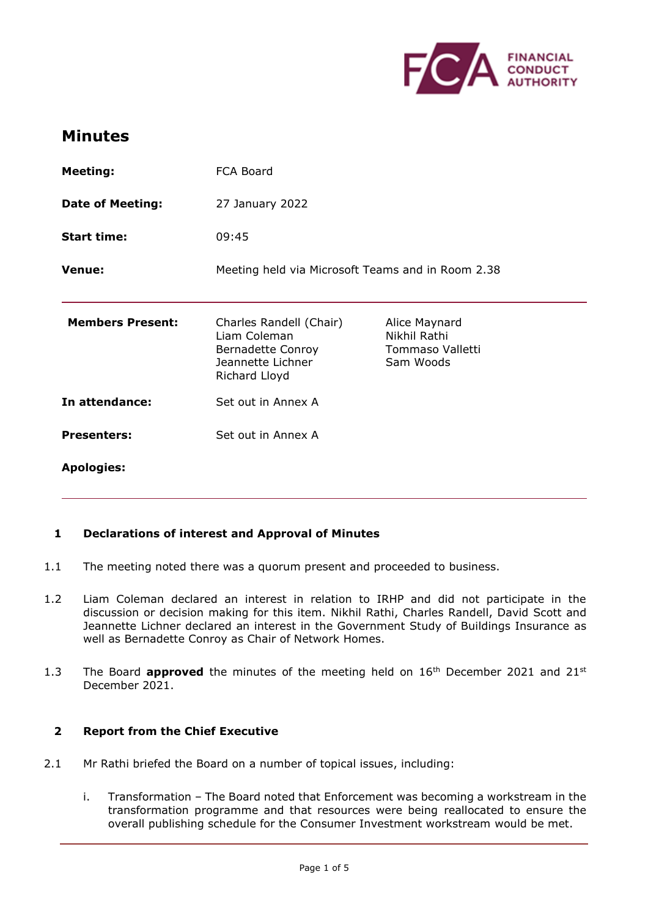# Minutes

| | | |
|---|---|---|
| **Meeting:** | FCA Board | |
| **Date of Meeting:** | 27 January 2022 | |
| **Start time:** | 09:45 | |
| **Venue:** | Meeting held via Microsoft Teams and in Room 2.38 | |
| **Members Present:** | Charles Randell (Chair)<br>Liam Coleman<br>Bernadette Conroy<br>Jeannette Lichner<br>Richard Lloyd | Alice Maynard<br>Nikhil Rathi<br>Tommaso Valletti<br>Sam Woods |
| **In attendance:** | Set out in Annex A | |
| **Presenters:** | Set out in Annex A | |
| **Apologies:** | | |

## 1 Declarations of interest and Approval of Minutes

1.1 The meeting noted there was a quorum present and proceeded to business.

1.2 Liam Coleman declared an interest in relation to IRHP and did not participate in the discussion or decision making for this item. Nikhil Rathi, Charles Randell, David Scott and Jeannette Lichner declared an interest in the Government Study of Buildings Insurance as well as Bernadette Conroy as Chair of Network Homes.

1.3 The Board **approved** the minutes of the meeting held on 16th December 2021 and 21st December 2021.

## 2 Report from the Chief Executive

2.1 Mr Rathi briefed the Board on a number of topical issues, including:

i. Transformation – The Board noted that Enforcement was becoming a workstream in the transformation programme and that resources were being reallocated to ensure the overall publishing schedule for the Consumer Investment workstream would be met.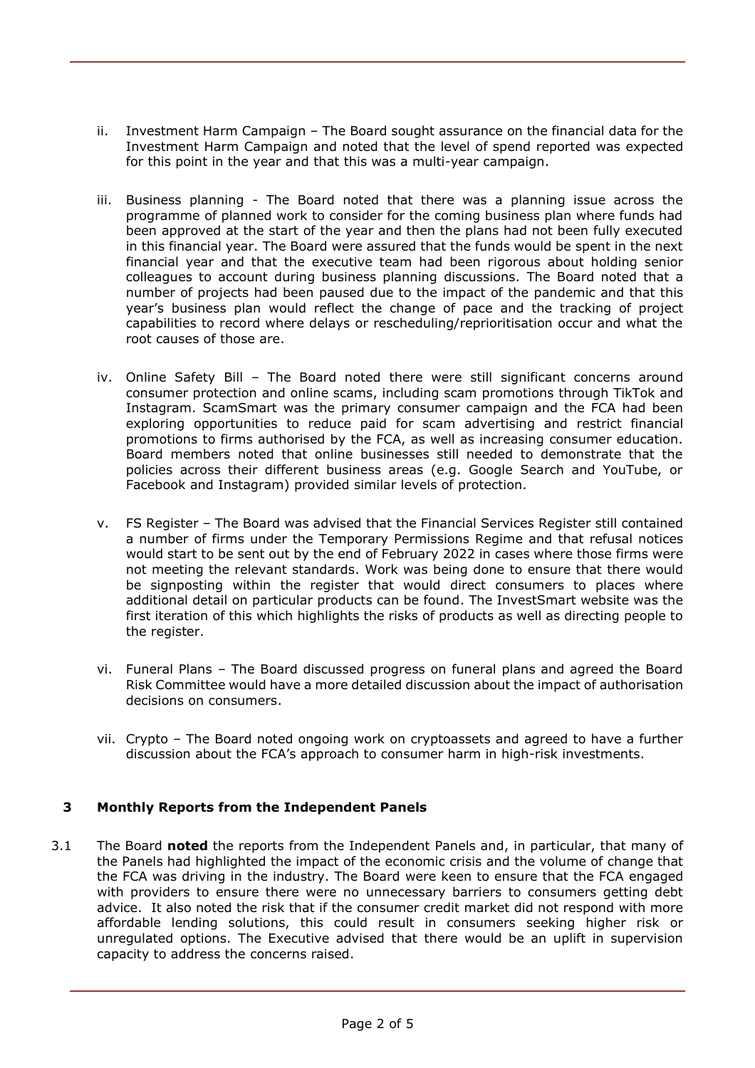ii. Investment Harm Campaign – The Board sought assurance on the financial data for the Investment Harm Campaign and noted that the level of spend reported was expected for this point in the year and that this was a multi-year campaign.

iii. Business planning - The Board noted that there was a planning issue across the programme of planned work to consider for the coming business plan where funds had been approved at the start of the year and then the plans had not been fully executed in this financial year. The Board were assured that the funds would be spent in the next financial year and that the executive team had been rigorous about holding senior colleagues to account during business planning discussions. The Board noted that a number of projects had been paused due to the impact of the pandemic and that this year's business plan would reflect the change of pace and the tracking of project capabilities to record where delays or rescheduling/reprioritisation occur and what the root causes of those are.

iv. Online Safety Bill – The Board noted there were still significant concerns around consumer protection and online scams, including scam promotions through TikTok and Instagram. ScamSmart was the primary consumer campaign and the FCA had been exploring opportunities to reduce paid for scam advertising and restrict financial promotions to firms authorised by the FCA, as well as increasing consumer education. Board members noted that online businesses still needed to demonstrate that the policies across their different business areas (e.g. Google Search and YouTube, or Facebook and Instagram) provided similar levels of protection.

v. FS Register – The Board was advised that the Financial Services Register still contained a number of firms under the Temporary Permissions Regime and that refusal notices would start to be sent out by the end of February 2022 in cases where those firms were not meeting the relevant standards. Work was being done to ensure that there would be signposting within the register that would direct consumers to places where additional detail on particular products can be found. The InvestSmart website was the first iteration of this which highlights the risks of products as well as directing people to the register.

vi. Funeral Plans – The Board discussed progress on funeral plans and agreed the Board Risk Committee would have a more detailed discussion about the impact of authorisation decisions on consumers.

vii. Crypto – The Board noted ongoing work on cryptoassets and agreed to have a further discussion about the FCA's approach to consumer harm in high-risk investments.

## 3 Monthly Reports from the Independent Panels

3.1 The Board **noted** the reports from the Independent Panels and, in particular, that many of the Panels had highlighted the impact of the economic crisis and the volume of change that the FCA was driving in the industry. The Board were keen to ensure that the FCA engaged with providers to ensure there were no unnecessary barriers to consumers getting debt advice. It also noted the risk that if the consumer credit market did not respond with more affordable lending solutions, this could result in consumers seeking higher risk or unregulated options. The Executive advised that there would be an uplift in supervision capacity to address the concerns raised.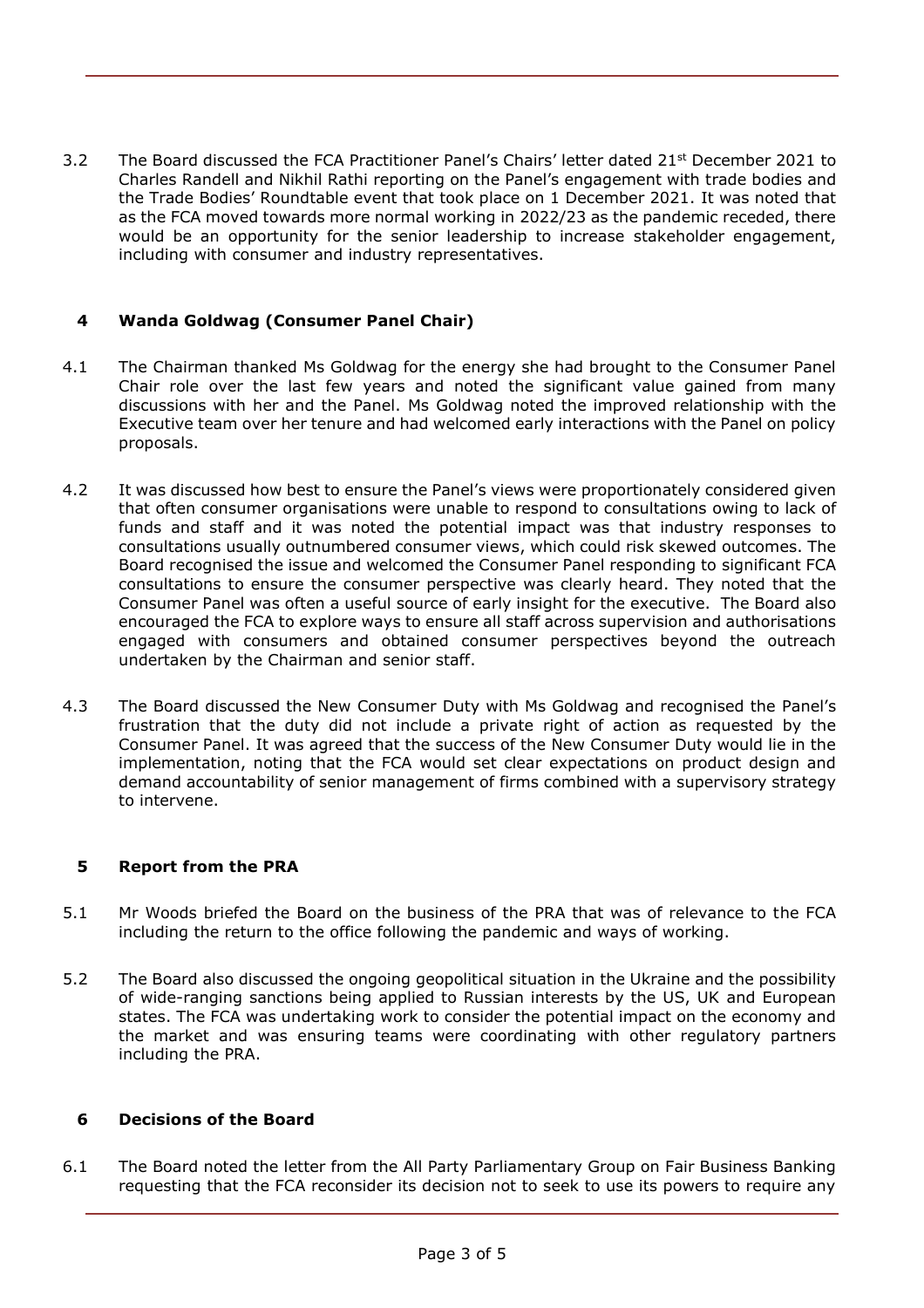3.2 The Board discussed the FCA Practitioner Panel's Chairs' letter dated 21st December 2021 to Charles Randell and Nikhil Rathi reporting on the Panel's engagement with trade bodies and the Trade Bodies' Roundtable event that took place on 1 December 2021. It was noted that as the FCA moved towards more normal working in 2022/23 as the pandemic receded, there would be an opportunity for the senior leadership to increase stakeholder engagement, including with consumer and industry representatives.

## 4 Wanda Goldwag (Consumer Panel Chair)

4.1 The Chairman thanked Ms Goldwag for the energy she had brought to the Consumer Panel Chair role over the last few years and noted the significant value gained from many discussions with her and the Panel. Ms Goldwag noted the improved relationship with the Executive team over her tenure and had welcomed early interactions with the Panel on policy proposals.

4.2 It was discussed how best to ensure the Panel's views were proportionately considered given that often consumer organisations were unable to respond to consultations owing to lack of funds and staff and it was noted the potential impact was that industry responses to consultations usually outnumbered consumer views, which could risk skewed outcomes. The Board recognised the issue and welcomed the Consumer Panel responding to significant FCA consultations to ensure the consumer perspective was clearly heard. They noted that the Consumer Panel was often a useful source of early insight for the executive. The Board also encouraged the FCA to explore ways to ensure all staff across supervision and authorisations engaged with consumers and obtained consumer perspectives beyond the outreach undertaken by the Chairman and senior staff.

4.3 The Board discussed the New Consumer Duty with Ms Goldwag and recognised the Panel's frustration that the duty did not include a private right of action as requested by the Consumer Panel. It was agreed that the success of the New Consumer Duty would lie in the implementation, noting that the FCA would set clear expectations on product design and demand accountability of senior management of firms combined with a supervisory strategy to intervene.

## 5 Report from the PRA

5.1 Mr Woods briefed the Board on the business of the PRA that was of relevance to the FCA including the return to the office following the pandemic and ways of working.

5.2 The Board also discussed the ongoing geopolitical situation in the Ukraine and the possibility of wide-ranging sanctions being applied to Russian interests by the US, UK and European states. The FCA was undertaking work to consider the potential impact on the economy and the market and was ensuring teams were coordinating with other regulatory partners including the PRA.

## 6 Decisions of the Board

6.1 The Board noted the letter from the All Party Parliamentary Group on Fair Business Banking requesting that the FCA reconsider its decision not to seek to use its powers to require any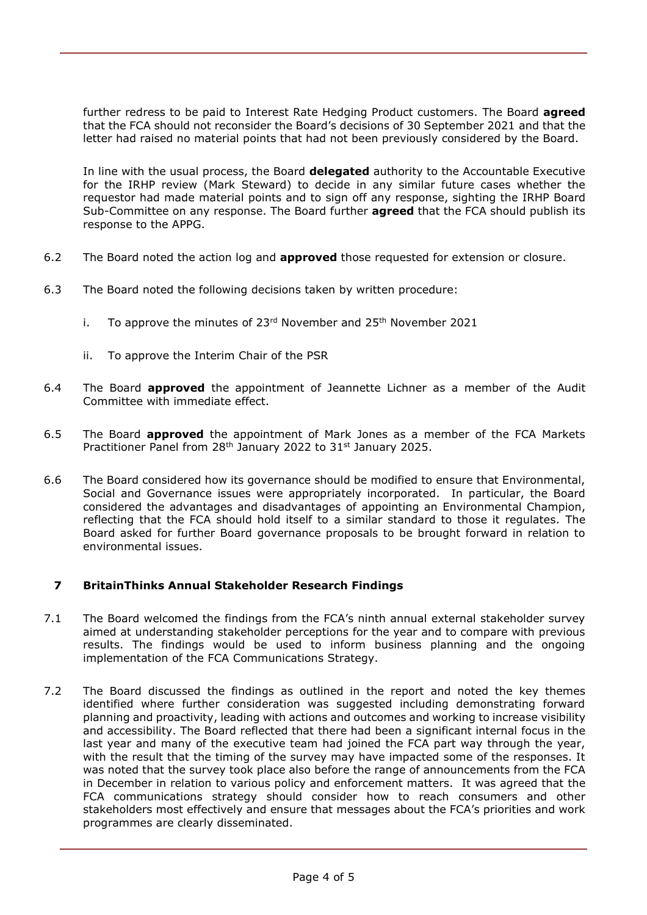further redress to be paid to Interest Rate Hedging Product customers. The Board **agreed** that the FCA should not reconsider the Board's decisions of 30 September 2021 and that the letter had raised no material points that had not been previously considered by the Board.

In line with the usual process, the Board **delegated** authority to the Accountable Executive for the IRHP review (Mark Steward) to decide in any similar future cases whether the requestor had made material points and to sign off any response, sighting the IRHP Board Sub-Committee on any response. The Board further **agreed** that the FCA should publish its response to the APPG.

6.2 The Board noted the action log and **approved** those requested for extension or closure.

6.3 The Board noted the following decisions taken by written procedure:

   i. To approve the minutes of 23rd November and 25th November 2021

   ii. To approve the Interim Chair of the PSR

6.4 The Board **approved** the appointment of Jeannette Lichner as a member of the Audit Committee with immediate effect.

6.5 The Board **approved** the appointment of Mark Jones as a member of the FCA Markets Practitioner Panel from 28th January 2022 to 31st January 2025.

6.6 The Board considered how its governance should be modified to ensure that Environmental, Social and Governance issues were appropriately incorporated. In particular, the Board considered the advantages and disadvantages of appointing an Environmental Champion, reflecting that the FCA should hold itself to a similar standard to those it regulates. The Board asked for further Board governance proposals to be brought forward in relation to environmental issues.

## 7 BritainThinks Annual Stakeholder Research Findings

7.1 The Board welcomed the findings from the FCA's ninth annual external stakeholder survey aimed at understanding stakeholder perceptions for the year and to compare with previous results. The findings would be used to inform business planning and the ongoing implementation of the FCA Communications Strategy.

7.2 The Board discussed the findings as outlined in the report and noted the key themes identified where further consideration was suggested including demonstrating forward planning and proactivity, leading with actions and outcomes and working to increase visibility and accessibility. The Board reflected that there had been a significant internal focus in the last year and many of the executive team had joined the FCA part way through the year, with the result that the timing of the survey may have impacted some of the responses. It was noted that the survey took place also before the range of announcements from the FCA in December in relation to various policy and enforcement matters. It was agreed that the FCA communications strategy should consider how to reach consumers and other stakeholders most effectively and ensure that messages about the FCA's priorities and work programmes are clearly disseminated.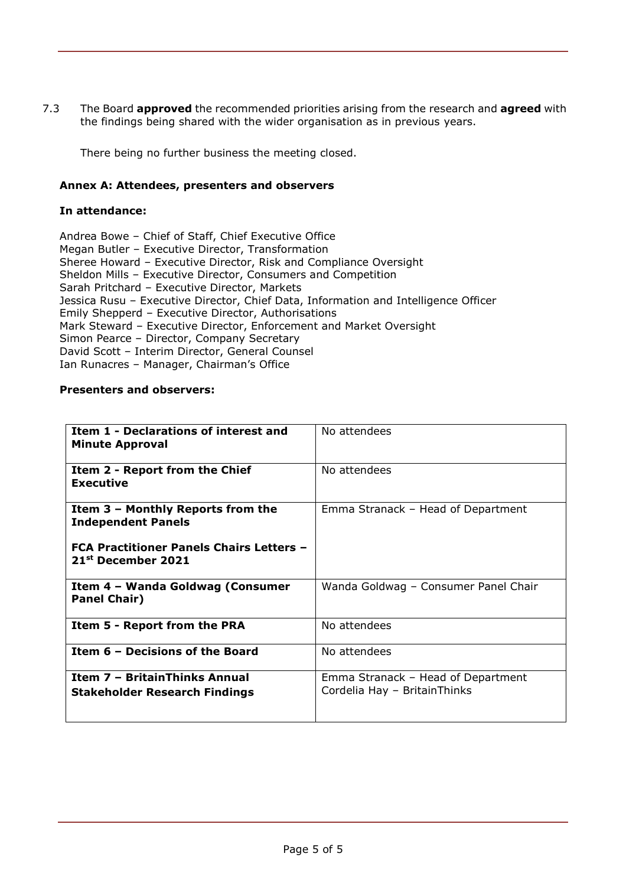7.3 The Board **approved** the recommended priorities arising from the research and **agreed** with the findings being shared with the wider organisation as in previous years.

There being no further business the meeting closed.

**Annex A: Attendees, presenters and observers**

**In attendance:**

Andrea Bowe – Chief of Staff, Chief Executive Office
Megan Butler – Executive Director, Transformation
Sheree Howard – Executive Director, Risk and Compliance Oversight
Sheldon Mills – Executive Director, Consumers and Competition
Sarah Pritchard – Executive Director, Markets
Jessica Rusu – Executive Director, Chief Data, Information and Intelligence Officer
Emily Shepperd – Executive Director, Authorisations
Mark Steward – Executive Director, Enforcement and Market Oversight
Simon Pearce – Director, Company Secretary
David Scott – Interim Director, General Counsel
Ian Runacres – Manager, Chairman's Office

**Presenters and observers:**

| | |
|---|---|
| **Item 1 - Declarations of interest and Minute Approval** | No attendees |
| **Item 2 - Report from the Chief Executive** | No attendees |
| **Item 3 – Monthly Reports from the Independent Panels**<br><br>**FCA Practitioner Panels Chairs Letters – 21st December 2021** | Emma Stranack – Head of Department |
| **Item 4 – Wanda Goldwag (Consumer Panel Chair)** | Wanda Goldwag – Consumer Panel Chair |
| **Item 5 - Report from the PRA** | No attendees |
| **Item 6 – Decisions of the Board** | No attendees |
| **Item 7 – BritainThinks Annual Stakeholder Research Findings** | Emma Stranack – Head of Department<br>Cordelia Hay – BritainThinks |